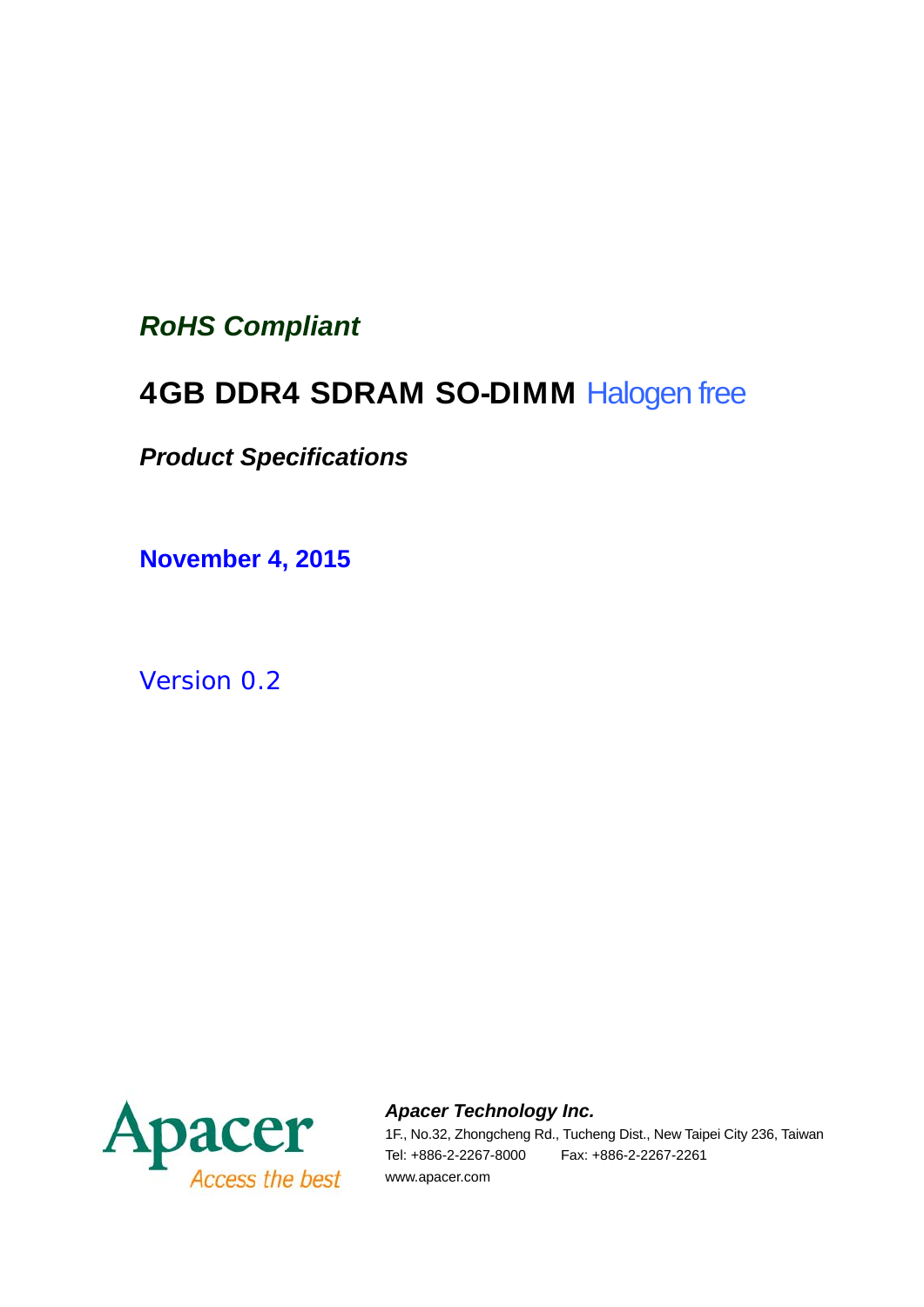***RoHS Compliant***

# 4GB DDR4 SDRAM SO-DIMM Halogen free

***Product Specifications***

**November 4, 2015**

Version 0.2

Apacer
Access the best

***Apacer Technology Inc.***

1F., No.32, Zhongcheng Rd., Tucheng Dist., New Taipei City 236, Taiwan

Tel: +886-2-2267-8000 Fax: +886-2-2267-2261

www.apacer.com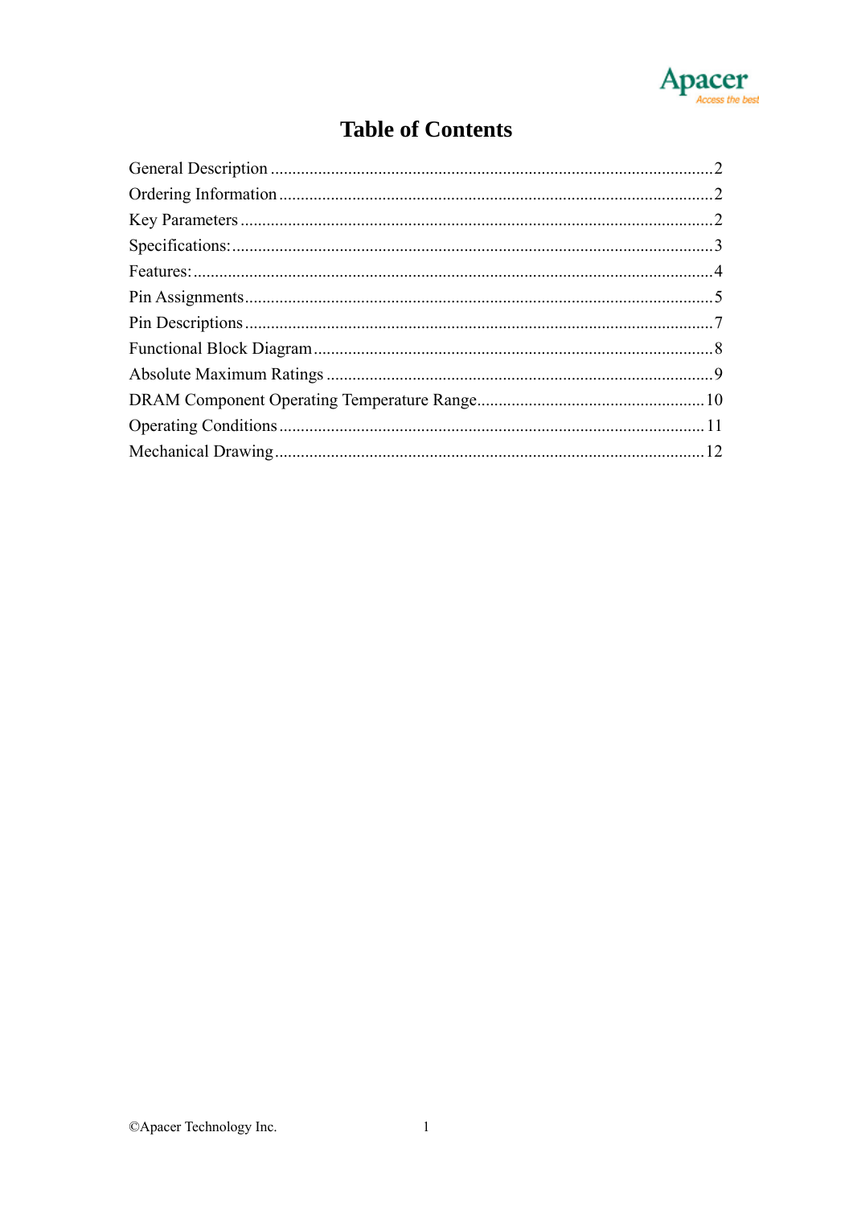# Table of Contents

General Description ........................................................................................................2
Ordering Information .......................................................................................................2
Key Parameters ...............................................................................................................2
Specifications: .................................................................................................................3
Features: ..........................................................................................................................4
Pin Assignments ..............................................................................................................5
Pin Descriptions ...............................................................................................................7
Functional Block Diagram ...............................................................................................8
Absolute Maximum Ratings ............................................................................................9
DRAM Component Operating Temperature Range.......................................................10
Operating Conditions .....................................................................................................11
Mechanical Drawing ......................................................................................................12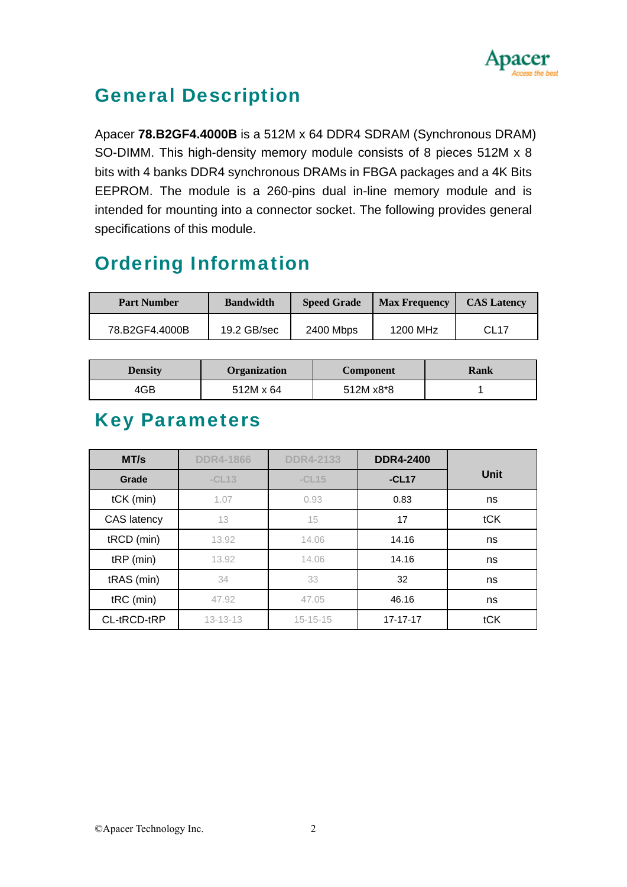## General Description

Apacer **78.B2GF4.4000B** is a 512M x 64 DDR4 SDRAM (Synchronous DRAM) SO-DIMM. This high-density memory module consists of 8 pieces 512M x 8 bits with 4 banks DDR4 synchronous DRAMs in FBGA packages and a 4K Bits EEPROM. The module is a 260-pins dual in-line memory module and is intended for mounting into a connector socket. The following provides general specifications of this module.

## Ordering Information

| Part Number | Bandwidth | Speed Grade | Max Frequency | CAS Latency |
|---|---|---|---|---|
| 78.B2GF4.4000B | 19.2 GB/sec | 2400 Mbps | 1200 MHz | CL17 |

| Density | Organization | Component | Rank |
|---|---|---|---|
| 4GB | 512M x 64 | 512M x8*8 | 1 |

## Key Parameters

| MT/s | DDR4-1866 | DDR4-2133 | DDR4-2400 | Unit |
|---|---|---|---|---|
| Grade | -CL13 | -CL15 | -CL17 | |
| tCK (min) | 1.07 | 0.93 | 0.83 | ns |
| CAS latency | 13 | 15 | 17 | tCK |
| tRCD (min) | 13.92 | 14.06 | 14.16 | ns |
| tRP (min) | 13.92 | 14.06 | 14.16 | ns |
| tRAS (min) | 34 | 33 | 32 | ns |
| tRC (min) | 47.92 | 47.05 | 46.16 | ns |
| CL-tRCD-tRP | 13-13-13 | 15-15-15 | 17-17-17 | tCK |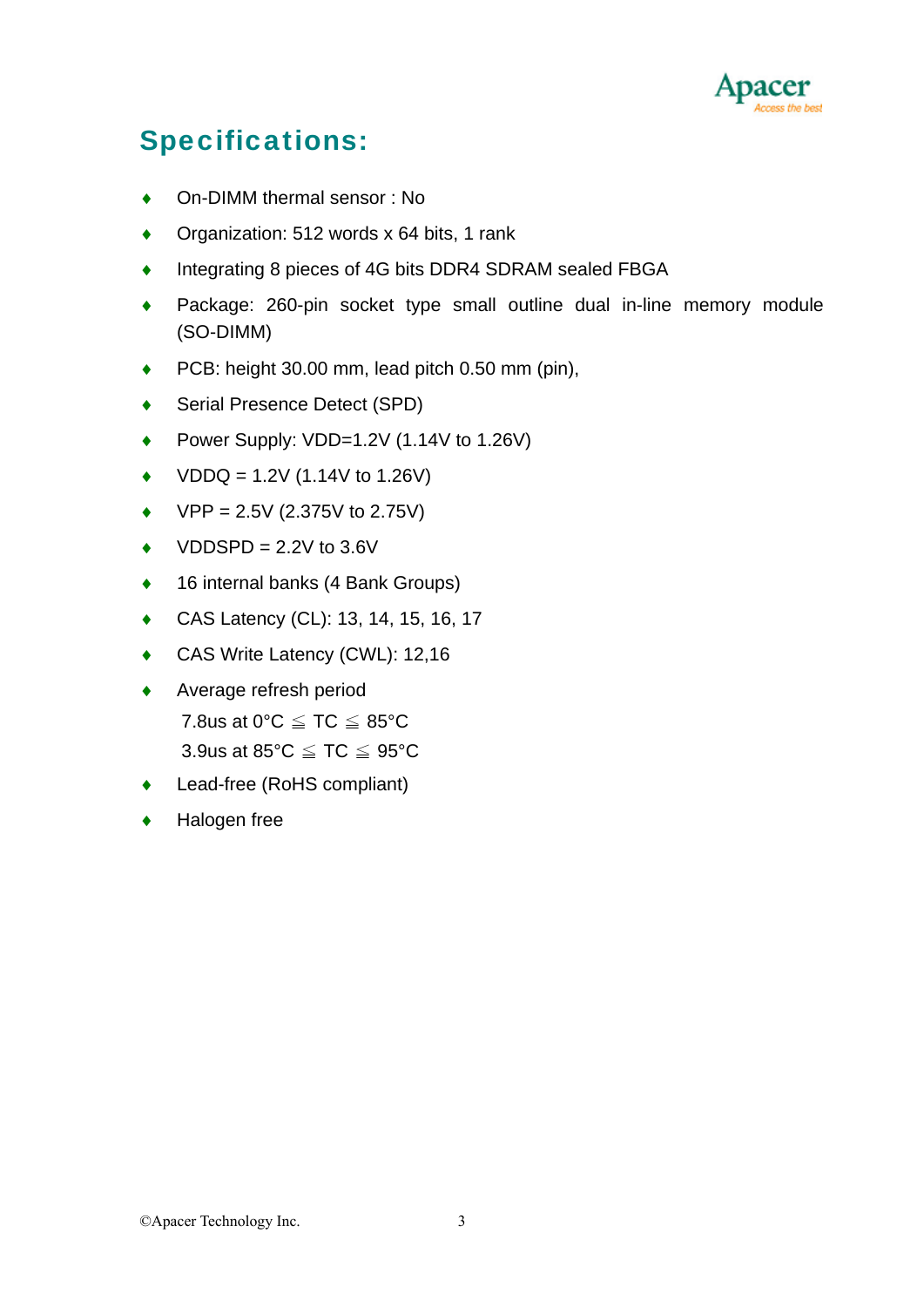## Specifications:

- On-DIMM thermal sensor : No
- Organization: 512 words x 64 bits, 1 rank
- Integrating 8 pieces of 4G bits DDR4 SDRAM sealed FBGA
- Package: 260-pin socket type small outline dual in-line memory module (SO-DIMM)
- PCB: height 30.00 mm, lead pitch 0.50 mm (pin),
- Serial Presence Detect (SPD)
- Power Supply: VDD=1.2V (1.14V to 1.26V)
- VDDQ = 1.2V (1.14V to 1.26V)
- VPP = 2.5V (2.375V to 2.75V)
- VDDSPD = 2.2V to 3.6V
- 16 internal banks (4 Bank Groups)
- CAS Latency (CL): 13, 14, 15, 16, 17
- CAS Write Latency (CWL): 12,16
- Average refresh period
  7.8us at 0°C ≦ TC ≦ 85°C
  3.9us at 85°C ≦ TC ≦ 95°C
- Lead-free (RoHS compliant)
- Halogen free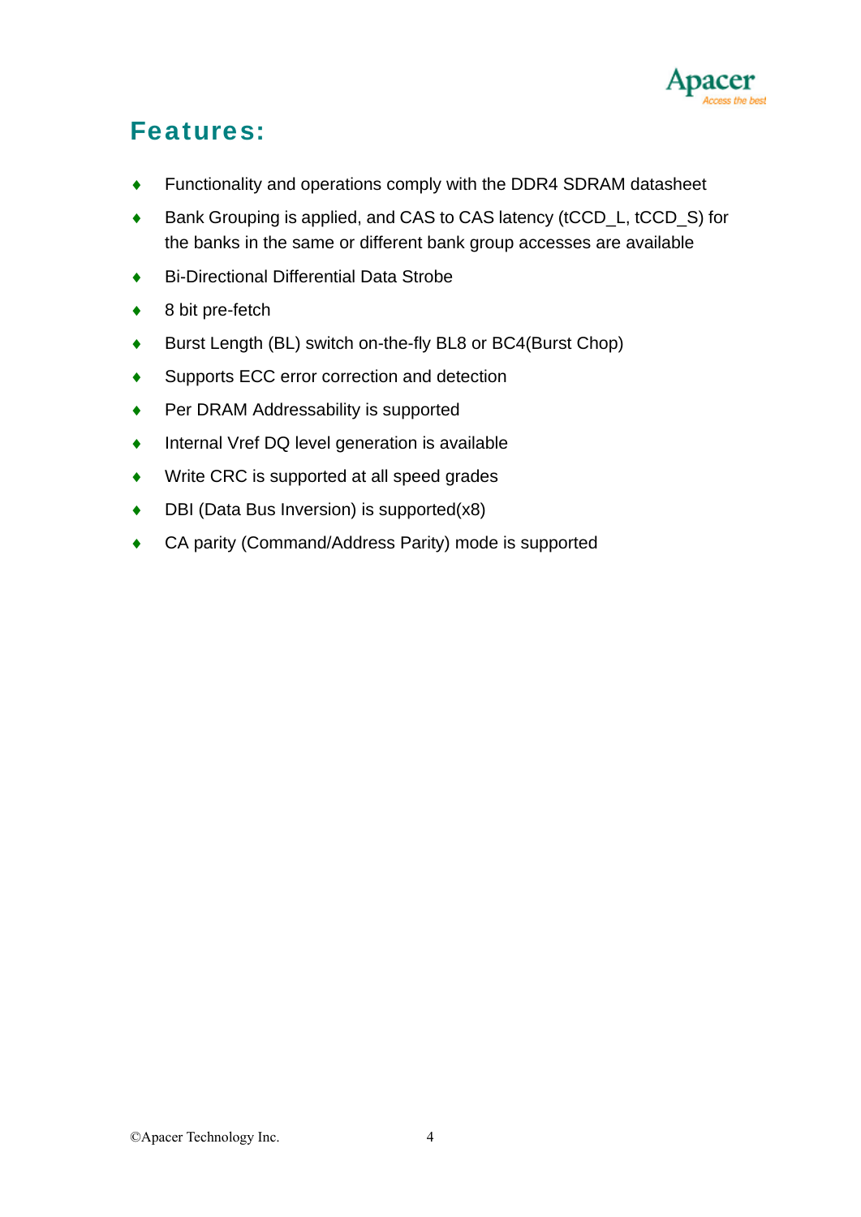## Features:

- Functionality and operations comply with the DDR4 SDRAM datasheet
- Bank Grouping is applied, and CAS to CAS latency (tCCD_L, tCCD_S) for the banks in the same or different bank group accesses are available
- Bi-Directional Differential Data Strobe
- 8 bit pre-fetch
- Burst Length (BL) switch on-the-fly BL8 or BC4(Burst Chop)
- Supports ECC error correction and detection
- Per DRAM Addressability is supported
- Internal Vref DQ level generation is available
- Write CRC is supported at all speed grades
- DBI (Data Bus Inversion) is supported(x8)
- CA parity (Command/Address Parity) mode is supported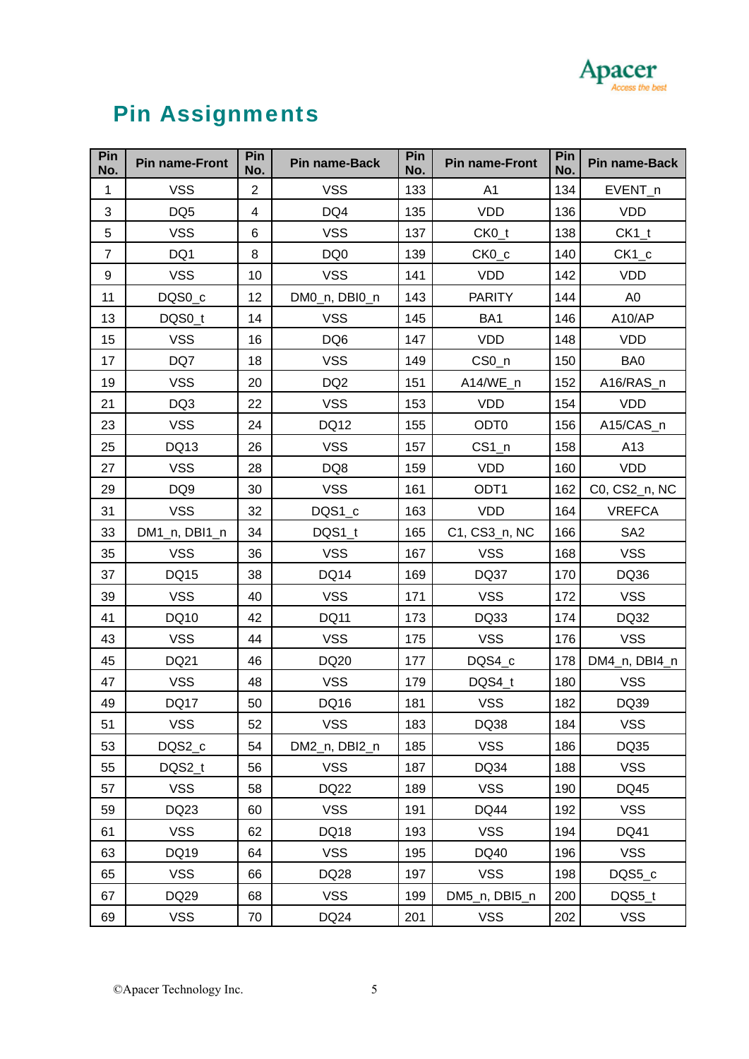# Pin Assignments

| Pin No. | Pin name-Front | Pin No. | Pin name-Back | Pin No. | Pin name-Front | Pin No. | Pin name-Back |
|---|---|---|---|---|---|---|---|
| 1 | VSS | 2 | VSS | 133 | A1 | 134 | EVENT_n |
| 3 | DQ5 | 4 | DQ4 | 135 | VDD | 136 | VDD |
| 5 | VSS | 6 | VSS | 137 | CK0_t | 138 | CK1_t |
| 7 | DQ1 | 8 | DQ0 | 139 | CK0_c | 140 | CK1_c |
| 9 | VSS | 10 | VSS | 141 | VDD | 142 | VDD |
| 11 | DQS0_c | 12 | DM0_n, DBI0_n | 143 | PARITY | 144 | A0 |
| 13 | DQS0_t | 14 | VSS | 145 | BA1 | 146 | A10/AP |
| 15 | VSS | 16 | DQ6 | 147 | VDD | 148 | VDD |
| 17 | DQ7 | 18 | VSS | 149 | CS0_n | 150 | BA0 |
| 19 | VSS | 20 | DQ2 | 151 | A14/WE_n | 152 | A16/RAS_n |
| 21 | DQ3 | 22 | VSS | 153 | VDD | 154 | VDD |
| 23 | VSS | 24 | DQ12 | 155 | ODT0 | 156 | A15/CAS_n |
| 25 | DQ13 | 26 | VSS | 157 | CS1_n | 158 | A13 |
| 27 | VSS | 28 | DQ8 | 159 | VDD | 160 | VDD |
| 29 | DQ9 | 30 | VSS | 161 | ODT1 | 162 | C0, CS2_n, NC |
| 31 | VSS | 32 | DQS1_c | 163 | VDD | 164 | VREFCA |
| 33 | DM1_n, DBI1_n | 34 | DQS1_t | 165 | C1, CS3_n, NC | 166 | SA2 |
| 35 | VSS | 36 | VSS | 167 | VSS | 168 | VSS |
| 37 | DQ15 | 38 | DQ14 | 169 | DQ37 | 170 | DQ36 |
| 39 | VSS | 40 | VSS | 171 | VSS | 172 | VSS |
| 41 | DQ10 | 42 | DQ11 | 173 | DQ33 | 174 | DQ32 |
| 43 | VSS | 44 | VSS | 175 | VSS | 176 | VSS |
| 45 | DQ21 | 46 | DQ20 | 177 | DQS4_c | 178 | DM4_n, DBI4_n |
| 47 | VSS | 48 | VSS | 179 | DQS4_t | 180 | VSS |
| 49 | DQ17 | 50 | DQ16 | 181 | VSS | 182 | DQ39 |
| 51 | VSS | 52 | VSS | 183 | DQ38 | 184 | VSS |
| 53 | DQS2_c | 54 | DM2_n, DBI2_n | 185 | VSS | 186 | DQ35 |
| 55 | DQS2_t | 56 | VSS | 187 | DQ34 | 188 | VSS |
| 57 | VSS | 58 | DQ22 | 189 | VSS | 190 | DQ45 |
| 59 | DQ23 | 60 | VSS | 191 | DQ44 | 192 | VSS |
| 61 | VSS | 62 | DQ18 | 193 | VSS | 194 | DQ41 |
| 63 | DQ19 | 64 | VSS | 195 | DQ40 | 196 | VSS |
| 65 | VSS | 66 | DQ28 | 197 | VSS | 198 | DQS5_c |
| 67 | DQ29 | 68 | VSS | 199 | DM5_n, DBI5_n | 200 | DQS5_t |
| 69 | VSS | 70 | DQ24 | 201 | VSS | 202 | VSS |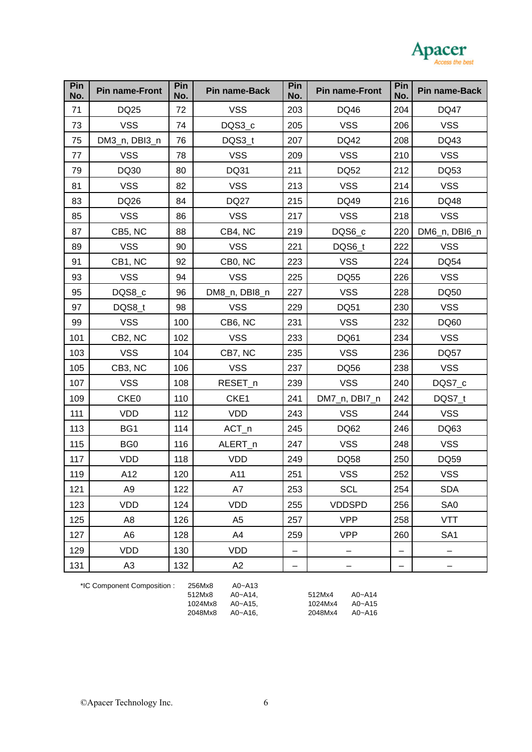| Pin No. | Pin name-Front | Pin No. | Pin name-Back | Pin No. | Pin name-Front | Pin No. | Pin name-Back |
|---|---|---|---|---|---|---|---|
| 71 | DQ25 | 72 | VSS | 203 | DQ46 | 204 | DQ47 |
| 73 | VSS | 74 | DQS3_c | 205 | VSS | 206 | VSS |
| 75 | DM3_n, DBI3_n | 76 | DQS3_t | 207 | DQ42 | 208 | DQ43 |
| 77 | VSS | 78 | VSS | 209 | VSS | 210 | VSS |
| 79 | DQ30 | 80 | DQ31 | 211 | DQ52 | 212 | DQ53 |
| 81 | VSS | 82 | VSS | 213 | VSS | 214 | VSS |
| 83 | DQ26 | 84 | DQ27 | 215 | DQ49 | 216 | DQ48 |
| 85 | VSS | 86 | VSS | 217 | VSS | 218 | VSS |
| 87 | CB5, NC | 88 | CB4, NC | 219 | DQS6_c | 220 | DM6_n, DBI6_n |
| 89 | VSS | 90 | VSS | 221 | DQS6_t | 222 | VSS |
| 91 | CB1, NC | 92 | CB0, NC | 223 | VSS | 224 | DQ54 |
| 93 | VSS | 94 | VSS | 225 | DQ55 | 226 | VSS |
| 95 | DQS8_c | 96 | DM8_n, DBI8_n | 227 | VSS | 228 | DQ50 |
| 97 | DQS8_t | 98 | VSS | 229 | DQ51 | 230 | VSS |
| 99 | VSS | 100 | CB6, NC | 231 | VSS | 232 | DQ60 |
| 101 | CB2, NC | 102 | VSS | 233 | DQ61 | 234 | VSS |
| 103 | VSS | 104 | CB7, NC | 235 | VSS | 236 | DQ57 |
| 105 | CB3, NC | 106 | VSS | 237 | DQ56 | 238 | VSS |
| 107 | VSS | 108 | RESET_n | 239 | VSS | 240 | DQS7_c |
| 109 | CKE0 | 110 | CKE1 | 241 | DM7_n, DBI7_n | 242 | DQS7_t |
| 111 | VDD | 112 | VDD | 243 | VSS | 244 | VSS |
| 113 | BG1 | 114 | ACT_n | 245 | DQ62 | 246 | DQ63 |
| 115 | BG0 | 116 | ALERT_n | 247 | VSS | 248 | VSS |
| 117 | VDD | 118 | VDD | 249 | DQ58 | 250 | DQ59 |
| 119 | A12 | 120 | A11 | 251 | VSS | 252 | VSS |
| 121 | A9 | 122 | A7 | 253 | SCL | 254 | SDA |
| 123 | VDD | 124 | VDD | 255 | VDDSPD | 256 | SA0 |
| 125 | A8 | 126 | A5 | 257 | VPP | 258 | VTT |
| 127 | A6 | 128 | A4 | 259 | VPP | 260 | SA1 |
| 129 | VDD | 130 | VDD | – | – | – | – |
| 131 | A3 | 132 | A2 | – | – | – | – |

*IC Component Composition :

| | | | |
|---|---|---|---|
| 256Mx8 | A0~A13 | | |
| 512Mx8 | A0~A14, | 512Mx4 | A0~A14 |
| 1024Mx8 | A0~A15, | 1024Mx4 | A0~A15 |
| 2048Mx8 | A0~A16, | 2048Mx4 | A0~A16 |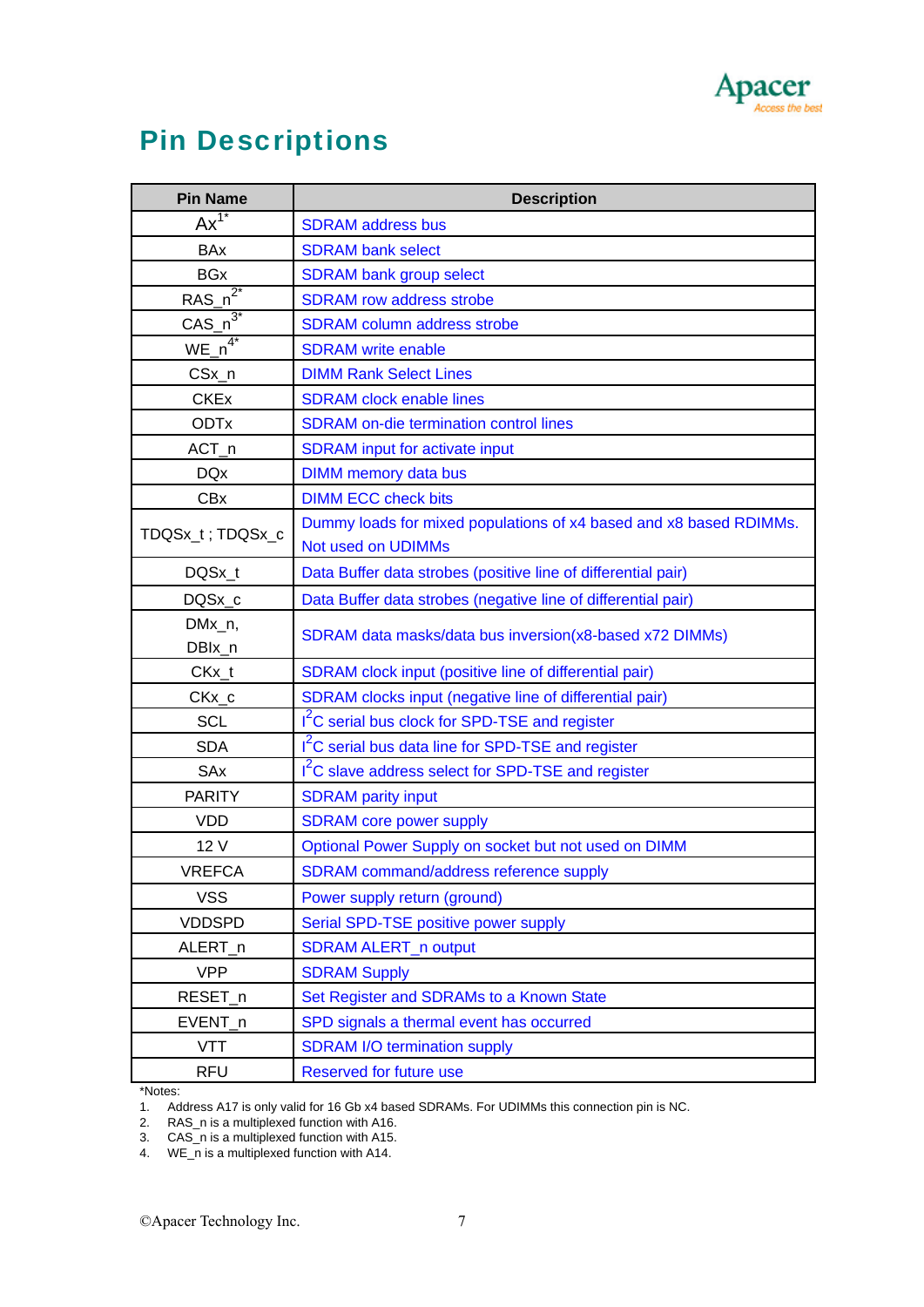# Pin Descriptions

| Pin Name | Description |
|---|---|
| Ax[1*] | SDRAM address bus |
| BAx | SDRAM bank select |
| BGx | SDRAM bank group select |
| RAS_n[2*] | SDRAM row address strobe |
| CAS_n[3*] | SDRAM column address strobe |
| WE_n[4*] | SDRAM write enable |
| CSx_n | DIMM Rank Select Lines |
| CKEx | SDRAM clock enable lines |
| ODTx | SDRAM on-die termination control lines |
| ACT_n | SDRAM input for activate input |
| DQx | DIMM memory data bus |
| CBx | DIMM ECC check bits |
| TDQSx_t ; TDQSx_c | Dummy loads for mixed populations of x4 based and x8 based RDIMMs. Not used on UDIMMs |
| DQSx_t | Data Buffer data strobes (positive line of differential pair) |
| DQSx_c | Data Buffer data strobes (negative line of differential pair) |
| DMx_n, DBIx_n | SDRAM data masks/data bus inversion(x8-based x72 DIMMs) |
| CKx_t | SDRAM clock input (positive line of differential pair) |
| CKx_c | SDRAM clocks input (negative line of differential pair) |
| SCL | $I^2C$ serial bus clock for SPD-TSE and register |
| SDA | $I^2C$ serial bus data line for SPD-TSE and register |
| SAx | $I^2C$ slave address select for SPD-TSE and register |
| PARITY | SDRAM parity input |
| VDD | SDRAM core power supply |
| 12 V | Optional Power Supply on socket but not used on DIMM |
| VREFCA | SDRAM command/address reference supply |
| VSS | Power supply return (ground) |
| VDDSPD | Serial SPD-TSE positive power supply |
| ALERT_n | SDRAM ALERT_n output |
| VPP | SDRAM Supply |
| RESET_n | Set Register and SDRAMs to a Known State |
| EVENT_n | SPD signals a thermal event has occurred |
| VTT | SDRAM I/O termination supply |
| RFU | Reserved for future use |

*Notes:

1. Address A17 is only valid for 16 Gb x4 based SDRAMs. For UDIMMs this connection pin is NC.
2. RAS_n is a multiplexed function with A16.
3. CAS_n is a multiplexed function with A15.
4. WE_n is a multiplexed function with A14.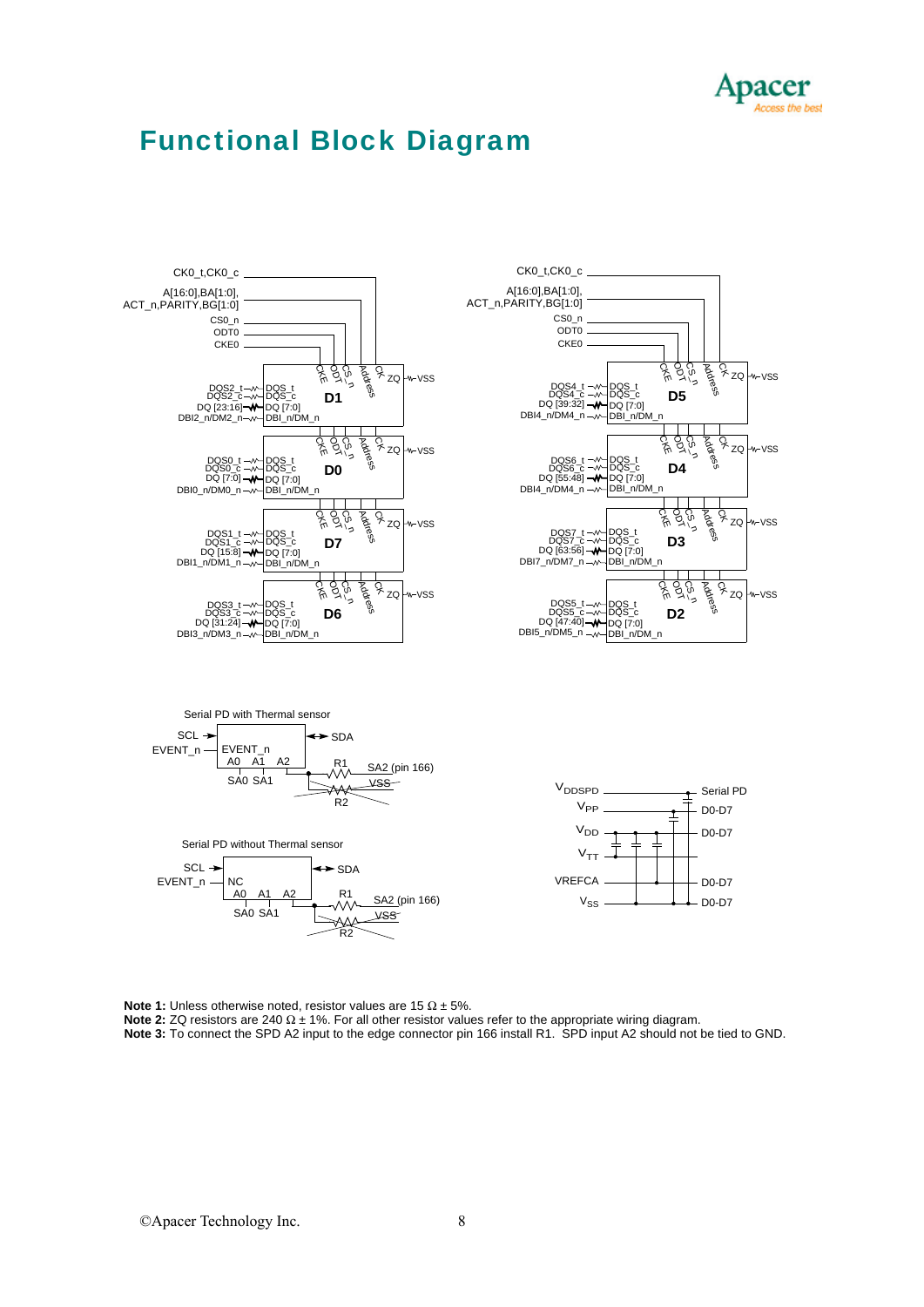# Functional Block Diagram

CK0_t,CK0_c

A[16:0],BA[1:0], ACT_n,PARITY,BG[1:0]

CS0_n

ODT0

CKE0

| DRAM | DQS_t | DQS_c | DQ [7:0] | DBI_n/DM_n |
|---|---|---|---|---|
| D1 | DQS2_t | DQS2_c | DQ [23:16] | DBI2_n/DM2_n |
| D0 | DQS0_t | DQS0_c | DQ [7:0] | DBI0_n/DM0_n |
| D7 | DQS1_t | DQS1_c | DQ [15:8] | DBI1_n/DM1_n |
| D6 | DQS3_t | DQS3_c | DQ [31:24] | DBI3_n/DM3_n |
| D5 | DQS4_t | DQS4_c | DQ [39:32] | DBI4_n/DM4_n |
| D4 | DQS6_t | DQS6_c | DQ [55:48] | DBI4_n/DM4_n |
| D3 | DQS7_t | DQS7_c | DQ [63:56] | DBI7_n/DM7_n |
| D2 | DQS5_t | DQS5_c | DQ [47:40] | DBI5_n/DM5_n |

Each DRAM: CKE, ODT, CS_n, Address, CK; ZQ to VSS

Serial PD with Thermal sensor

SCL, SDA, EVENT_n, A0 A1 A2, SA0 SA1, R1, SA2 (pin 166), R2, VSS

Serial PD without Thermal sensor

SCL, SDA, EVENT_n, NC, A0 A1 A2, SA0 SA1, R1, SA2 (pin 166), R2, VSS

| Supply | Connects to |
|---|---|
| $V_{DDSPD}$ | Serial PD |
| $V_{PP}$ | D0-D7 |
| $V_{DD}$ | D0-D7 |
| $V_{TT}$ | |
| VREFCA | D0-D7 |
| $V_{SS}$ | D0-D7 |

**Note 1:** Unless otherwise noted, resistor values are 15 Ω ± 5%.
**Note 2:** ZQ resistors are 240 Ω ± 1%. For all other resistor values refer to the appropriate wiring diagram.
**Note 3:** To connect the SPD A2 input to the edge connector pin 166 install R1. SPD input A2 should not be tied to GND.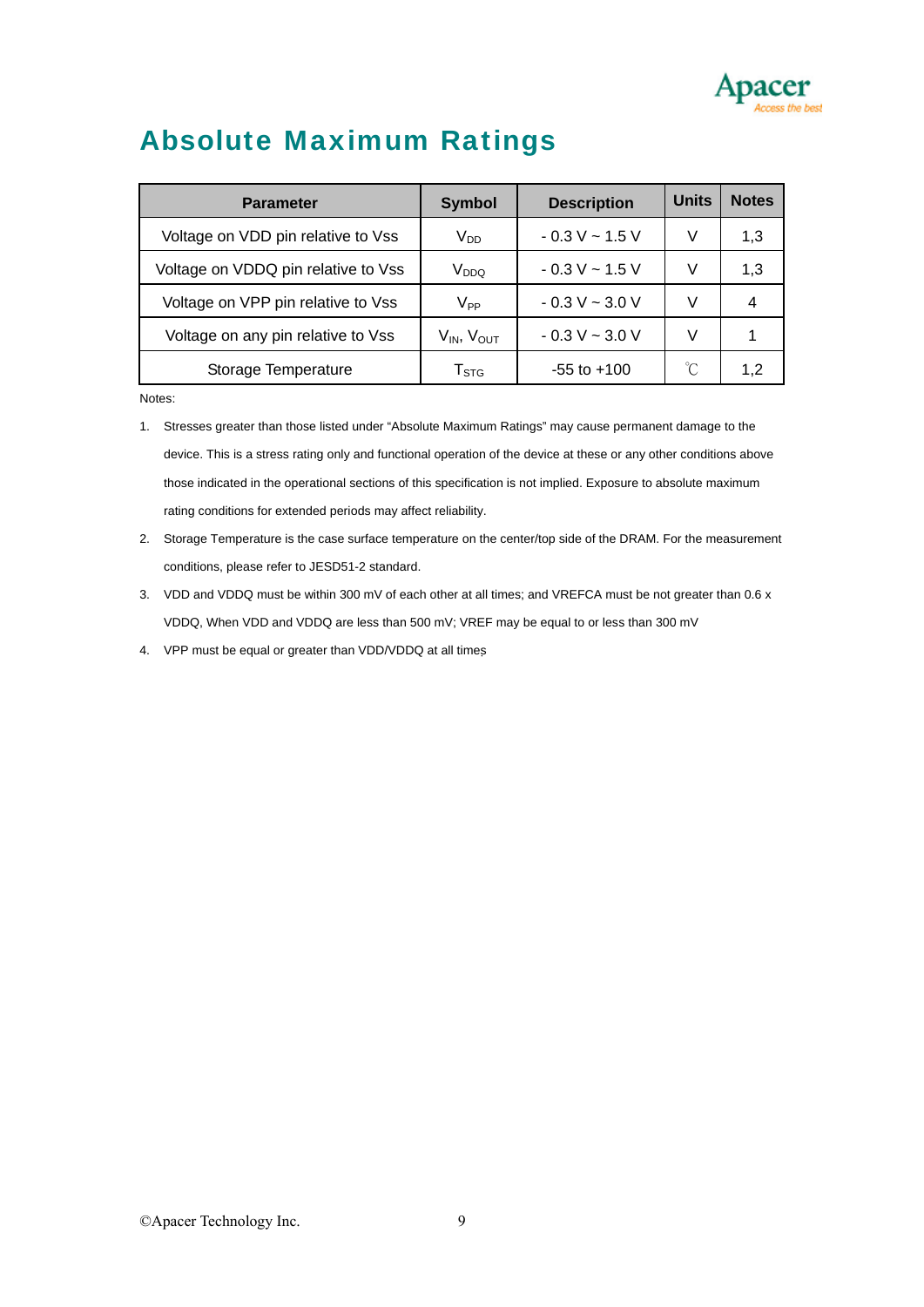# Absolute Maximum Ratings

| Parameter | Symbol | Description | Units | Notes |
|---|---|---|---|---|
| Voltage on VDD pin relative to Vss | $V_{DD}$ | - 0.3 V ~ 1.5 V | V | 1,3 |
| Voltage on VDDQ pin relative to Vss | $V_{DDQ}$ | - 0.3 V ~ 1.5 V | V | 1,3 |
| Voltage on VPP pin relative to Vss | $V_{PP}$ | - 0.3 V ~ 3.0 V | V | 4 |
| Voltage on any pin relative to Vss | $V_{IN}$, $V_{OUT}$ | - 0.3 V ~ 3.0 V | V | 1 |
| Storage Temperature | $T_{STG}$ | -55 to +100 | ℃ | 1,2 |

Notes:

1. Stresses greater than those listed under "Absolute Maximum Ratings" may cause permanent damage to the device. This is a stress rating only and functional operation of the device at these or any other conditions above those indicated in the operational sections of this specification is not implied. Exposure to absolute maximum rating conditions for extended periods may affect reliability.
2. Storage Temperature is the case surface temperature on the center/top side of the DRAM. For the measurement conditions, please refer to JESD51-2 standard.
3. VDD and VDDQ must be within 300 mV of each other at all times; and VREFCA must be not greater than 0.6 x VDDQ, When VDD and VDDQ are less than 500 mV; VREF may be equal to or less than 300 mV
4. VPP must be equal or greater than VDD/VDDQ at all times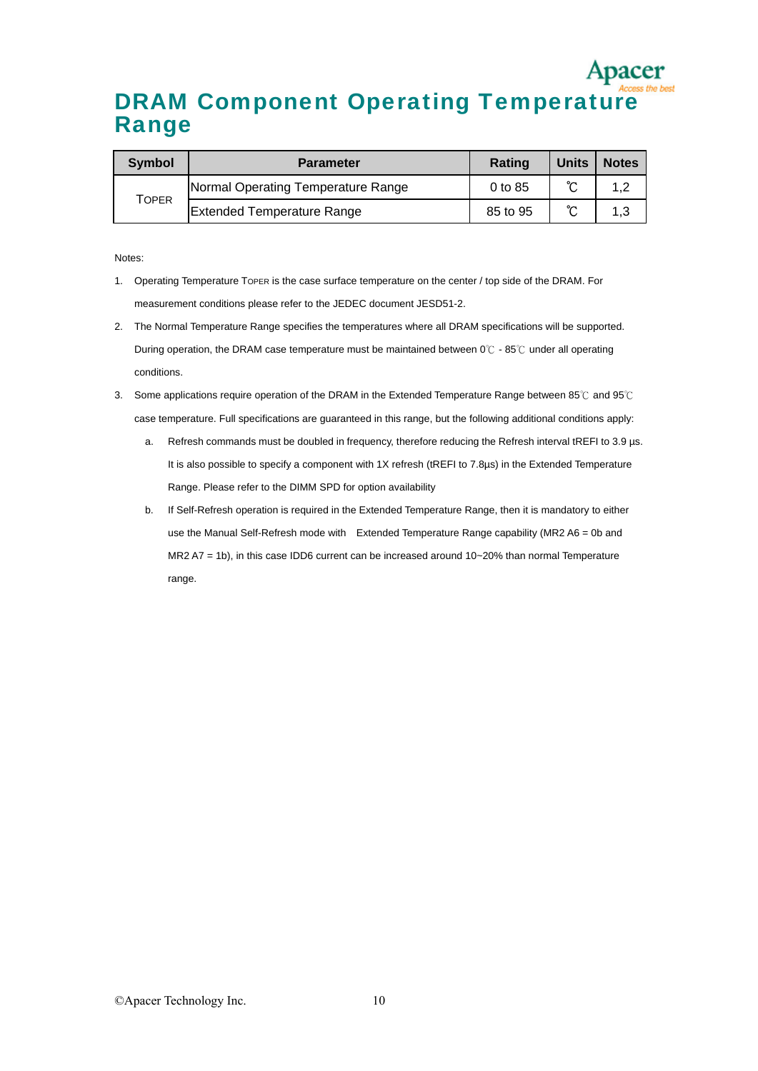# DRAM Component Operating Temperature Range

| Symbol | Parameter | Rating | Units | Notes |
|---|---|---|---|---|
| TOPER | Normal Operating Temperature Range | 0 to 85 | ℃ | 1,2 |
| | Extended Temperature Range | 85 to 95 | ℃ | 1,3 |

Notes:

1. Operating Temperature TOPER is the case surface temperature on the center / top side of the DRAM. For measurement conditions please refer to the JEDEC document JESD51-2.
2. The Normal Temperature Range specifies the temperatures where all DRAM specifications will be supported. During operation, the DRAM case temperature must be maintained between 0℃ - 85℃ under all operating conditions.
3. Some applications require operation of the DRAM in the Extended Temperature Range between 85℃ and 95℃ case temperature. Full specifications are guaranteed in this range, but the following additional conditions apply:
   a. Refresh commands must be doubled in frequency, therefore reducing the Refresh interval tREFI to 3.9 µs. It is also possible to specify a component with 1X refresh (tREFI to 7.8µs) in the Extended Temperature Range. Please refer to the DIMM SPD for option availability
   b. If Self-Refresh operation is required in the Extended Temperature Range, then it is mandatory to either use the Manual Self-Refresh mode with Extended Temperature Range capability (MR2 A6 = 0b and MR2 A7 = 1b), in this case IDD6 current can be increased around 10~20% than normal Temperature range.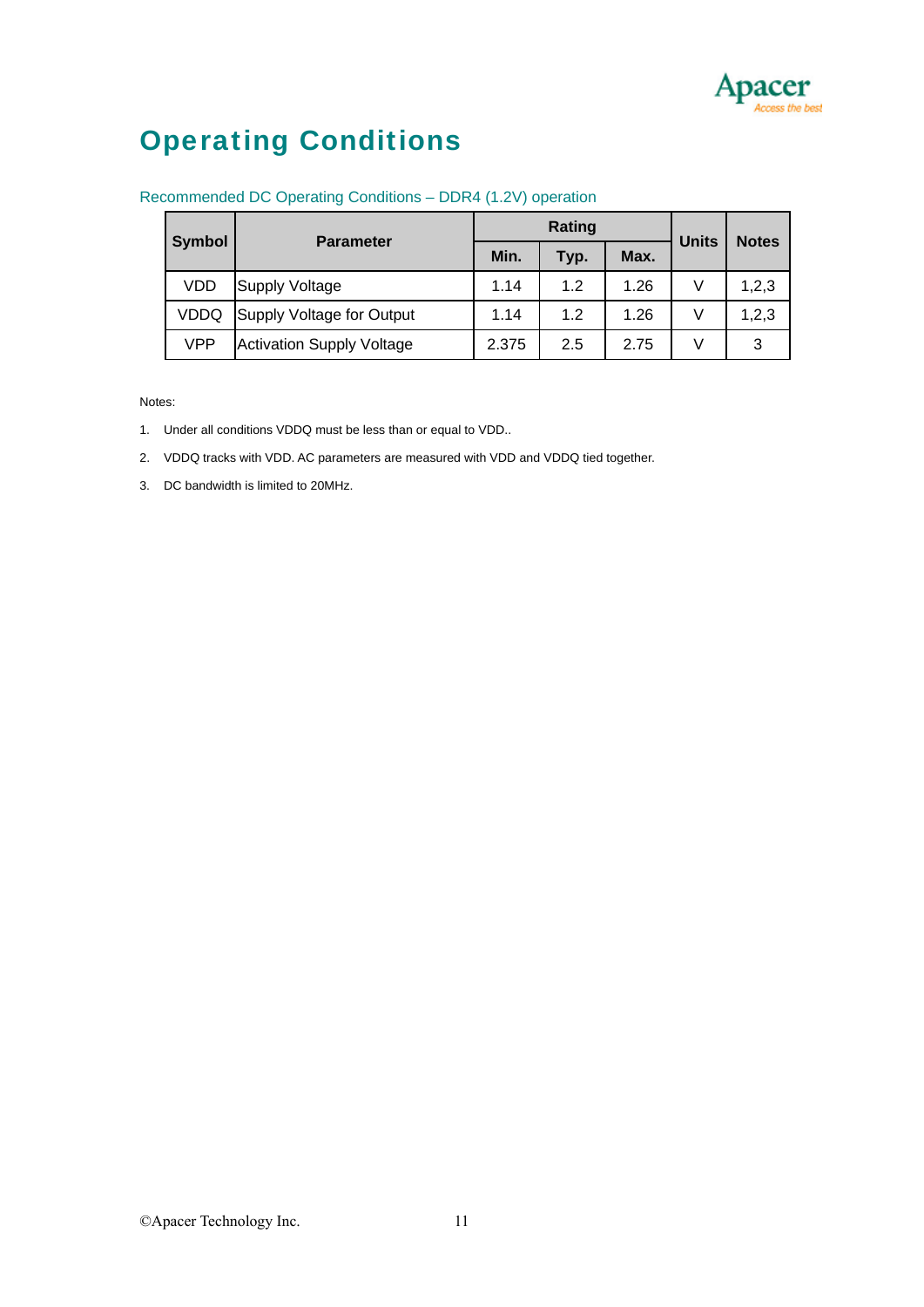# Operating Conditions

Recommended DC Operating Conditions – DDR4 (1.2V) operation

| Symbol | Parameter | Rating | | | Units | Notes |
|---|---|---|---|---|---|---|
| | | Min. | Typ. | Max. | | |
| VDD | Supply Voltage | 1.14 | 1.2 | 1.26 | V | 1,2,3 |
| VDDQ | Supply Voltage for Output | 1.14 | 1.2 | 1.26 | V | 1,2,3 |
| VPP | Activation Supply Voltage | 2.375 | 2.5 | 2.75 | V | 3 |

Notes:

1. Under all conditions VDDQ must be less than or equal to VDD..
2. VDDQ tracks with VDD. AC parameters are measured with VDD and VDDQ tied together.
3. DC bandwidth is limited to 20MHz.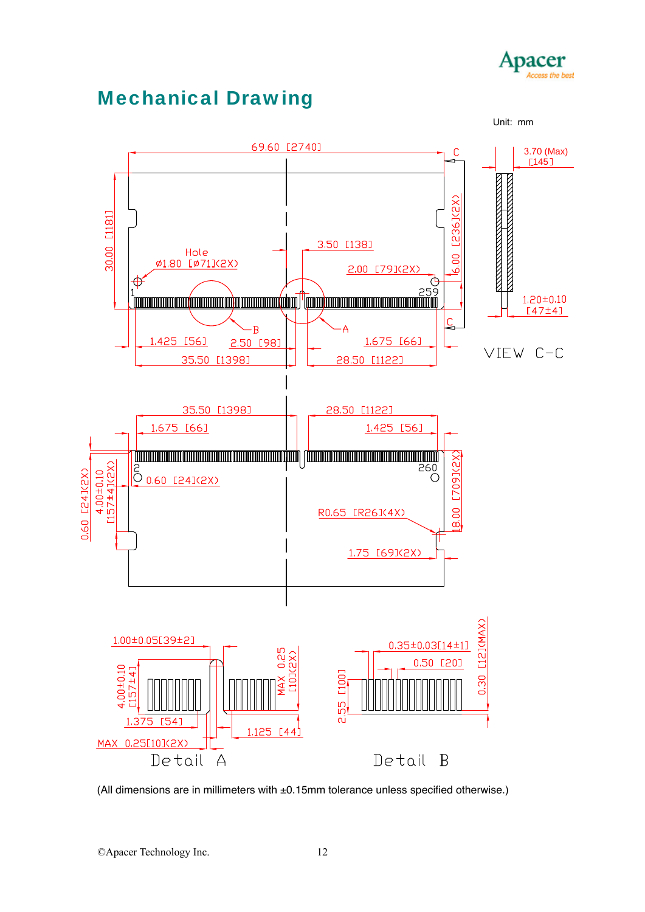## Mechanical Drawing

Unit: mm

69.60 [2740]

30.00 [1181]

Hole

Ø1.80 [Ø71](2X)

3.50 [138]

2.00 [79](2X)

6.00 [236](2X)

1

259

B

A

C

C

1.425 [56]

2.50 [98]

1.675 [66]

35.50 [1398]

28.50 [1122]

3.70 (Max)
[145]

1.20±0.10
[47±4]

VIEW C-C

35.50 [1398]

28.50 [1122]

1.675 [66]

1.425 [56]

2

260

0.60 [24](2X)

0.60 [24](2X)

4.00±0.10
[157±4](2X)

18.00 [709](2X)

R0.65 [R26](4X)

1.75 [69](2X)

1.00±0.05[39±2]

4.00±0.10
[157±4]

MAX 0.25
[10](2X)

1.375 [54]

1.125 [44]

MAX 0.25[10](2X)

Detail A

0.35±0.03[14±1]

0.50 [20]

2.55 [100]

0.30 [12](MAX)

Detail B

(All dimensions are in millimeters with ±0.15mm tolerance unless specified otherwise.)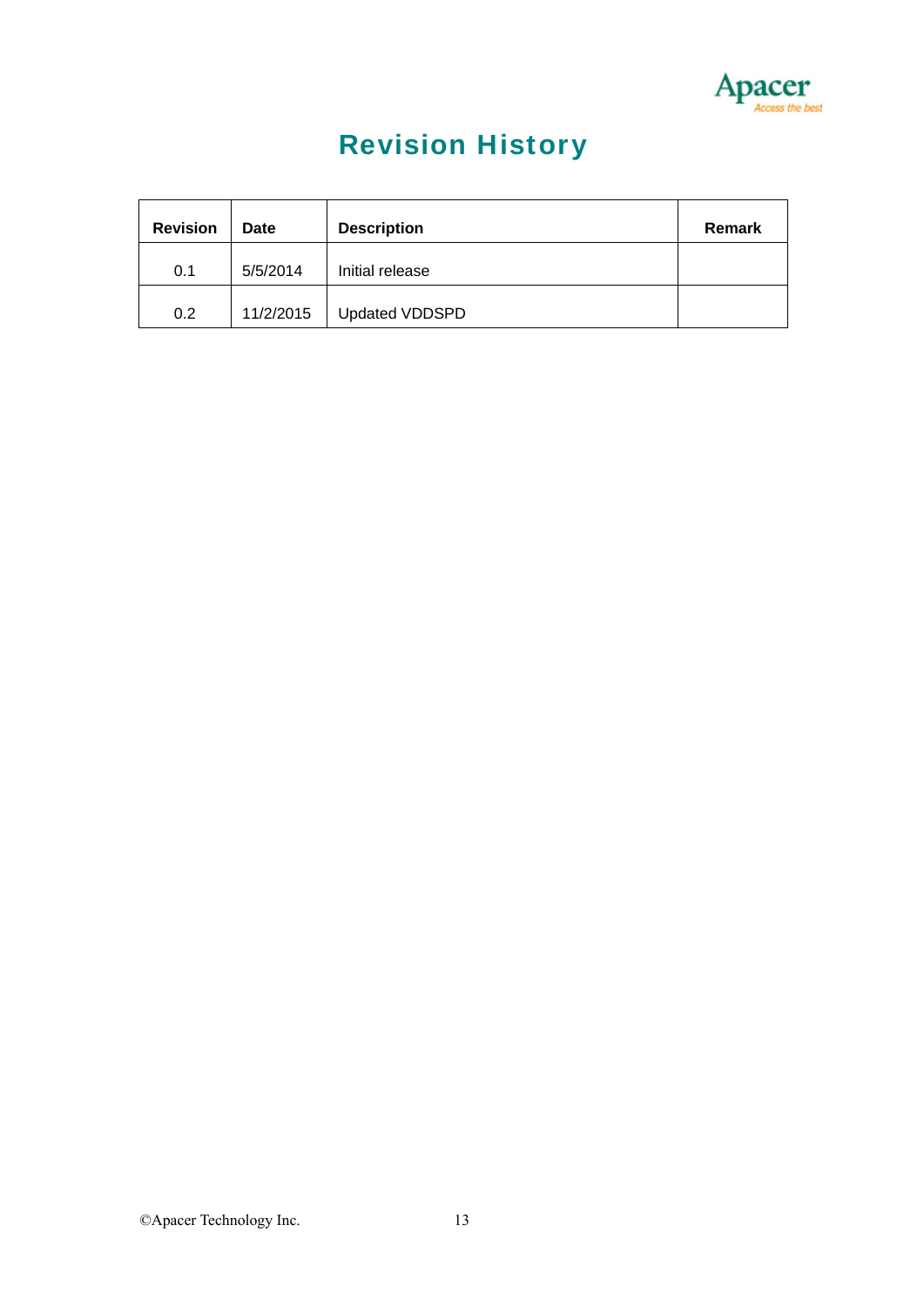# Revision History

| Revision | Date | Description | Remark |
|---|---|---|---|
| 0.1 | 5/5/2014 | Initial release | |
| 0.2 | 11/2/2015 | Updated VDDSPD | |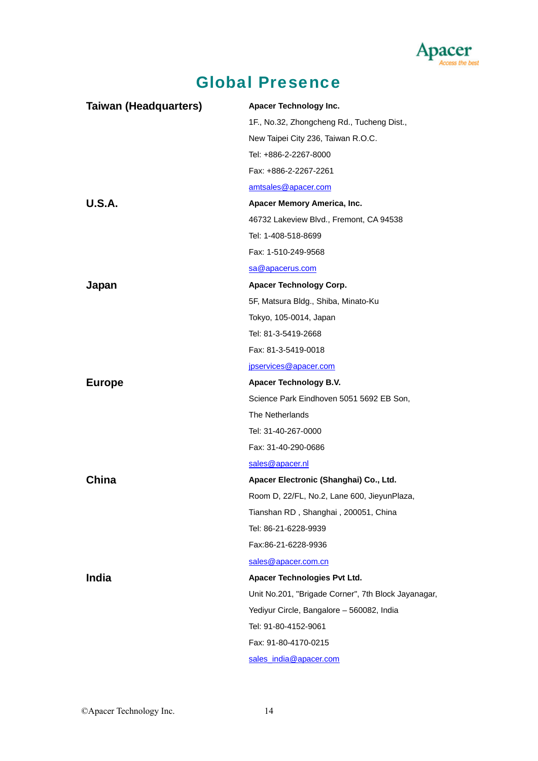# Global Presence

| | |
|---|---|
| **Taiwan (Headquarters)** | **Apacer Technology Inc.**<br>1F., No.32, Zhongcheng Rd., Tucheng Dist.,<br>New Taipei City 236, Taiwan R.O.C.<br>Tel: +886-2-2267-8000<br>Fax: +886-2-2267-2261<br>amtsales@apacer.com |
| **U.S.A.** | **Apacer Memory America, Inc.**<br>46732 Lakeview Blvd., Fremont, CA 94538<br>Tel: 1-408-518-8699<br>Fax: 1-510-249-9568<br>sa@apacerus.com |
| **Japan** | **Apacer Technology Corp.**<br>5F, Matsura Bldg., Shiba, Minato-Ku<br>Tokyo, 105-0014, Japan<br>Tel: 81-3-5419-2668<br>Fax: 81-3-5419-0018<br>jpservices@apacer.com |
| **Europe** | **Apacer Technology B.V.**<br>Science Park Eindhoven 5051 5692 EB Son,<br>The Netherlands<br>Tel: 31-40-267-0000<br>Fax: 31-40-290-0686<br>sales@apacer.nl |
| **China** | **Apacer Electronic (Shanghai) Co., Ltd.**<br>Room D, 22/FL, No.2, Lane 600, JieyunPlaza,<br>Tianshan RD , Shanghai , 200051, China<br>Tel: 86-21-6228-9939<br>Fax:86-21-6228-9936<br>sales@apacer.com.cn |
| **India** | **Apacer Technologies Pvt Ltd.**<br>Unit No.201, "Brigade Corner", 7th Block Jayanagar,<br>Yediyur Circle, Bangalore – 560082, India<br>Tel: 91-80-4152-9061<br>Fax: 91-80-4170-0215<br>sales_india@apacer.com |